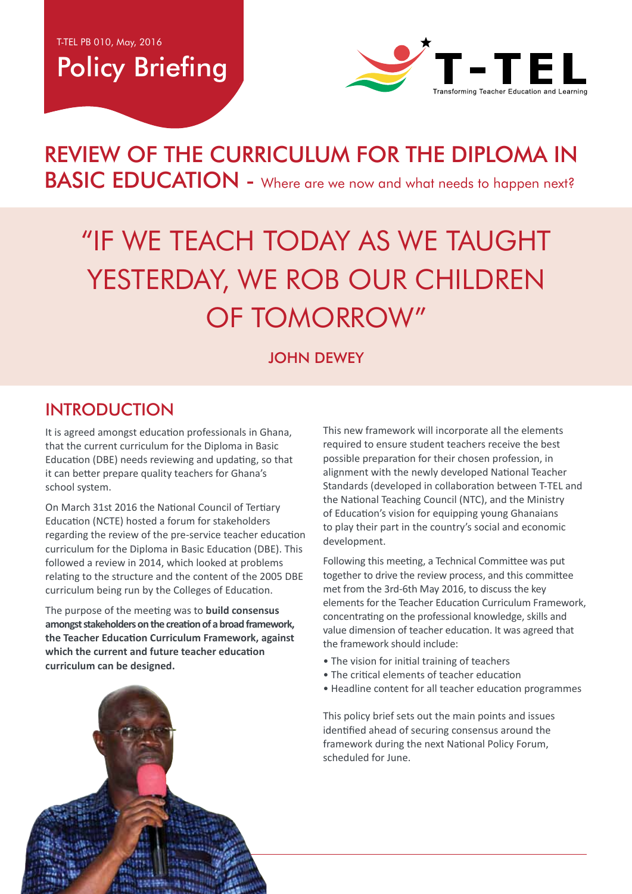T-TEL PB 010, May, 2016

# Policy Briefing

T-TEL
Transforming Teacher Education and Learning

# REVIEW OF THE CURRICULUM FOR THE DIPLOMA IN BASIC EDUCATION - Where are we now and what needs to happen next?

> "IF WE TEACH TODAY AS WE TAUGHT YESTERDAY, WE ROB OUR CHILDREN OF TOMORROW"
>
> JOHN DEWEY

## INTRODUCTION

It is agreed amongst education professionals in Ghana, that the current curriculum for the Diploma in Basic Education (DBE) needs reviewing and updating, so that it can better prepare quality teachers for Ghana's school system.

On March 31st 2016 the National Council of Tertiary Education (NCTE) hosted a forum for stakeholders regarding the review of the pre-service teacher education curriculum for the Diploma in Basic Education (DBE). This followed a review in 2014, which looked at problems relating to the structure and the content of the 2005 DBE curriculum being run by the Colleges of Education.

The purpose of the meeting was to **build consensus amongst stakeholders on the creation of a broad framework, the Teacher Education Curriculum Framework, against which the current and future teacher education curriculum can be designed.**

This new framework will incorporate all the elements required to ensure student teachers receive the best possible preparation for their chosen profession, in alignment with the newly developed National Teacher Standards (developed in collaboration between T-TEL and the National Teaching Council (NTC), and the Ministry of Education's vision for equipping young Ghanaians to play their part in the country's social and economic development.

Following this meeting, a Technical Committee was put together to drive the review process, and this committee met from the 3rd-6th May 2016, to discuss the key elements for the Teacher Education Curriculum Framework, concentrating on the professional knowledge, skills and value dimension of teacher education. It was agreed that the framework should include:

- The vision for initial training of teachers
- The critical elements of teacher education
- Headline content for all teacher education programmes

This policy brief sets out the main points and issues identified ahead of securing consensus around the framework during the next National Policy Forum, scheduled for June.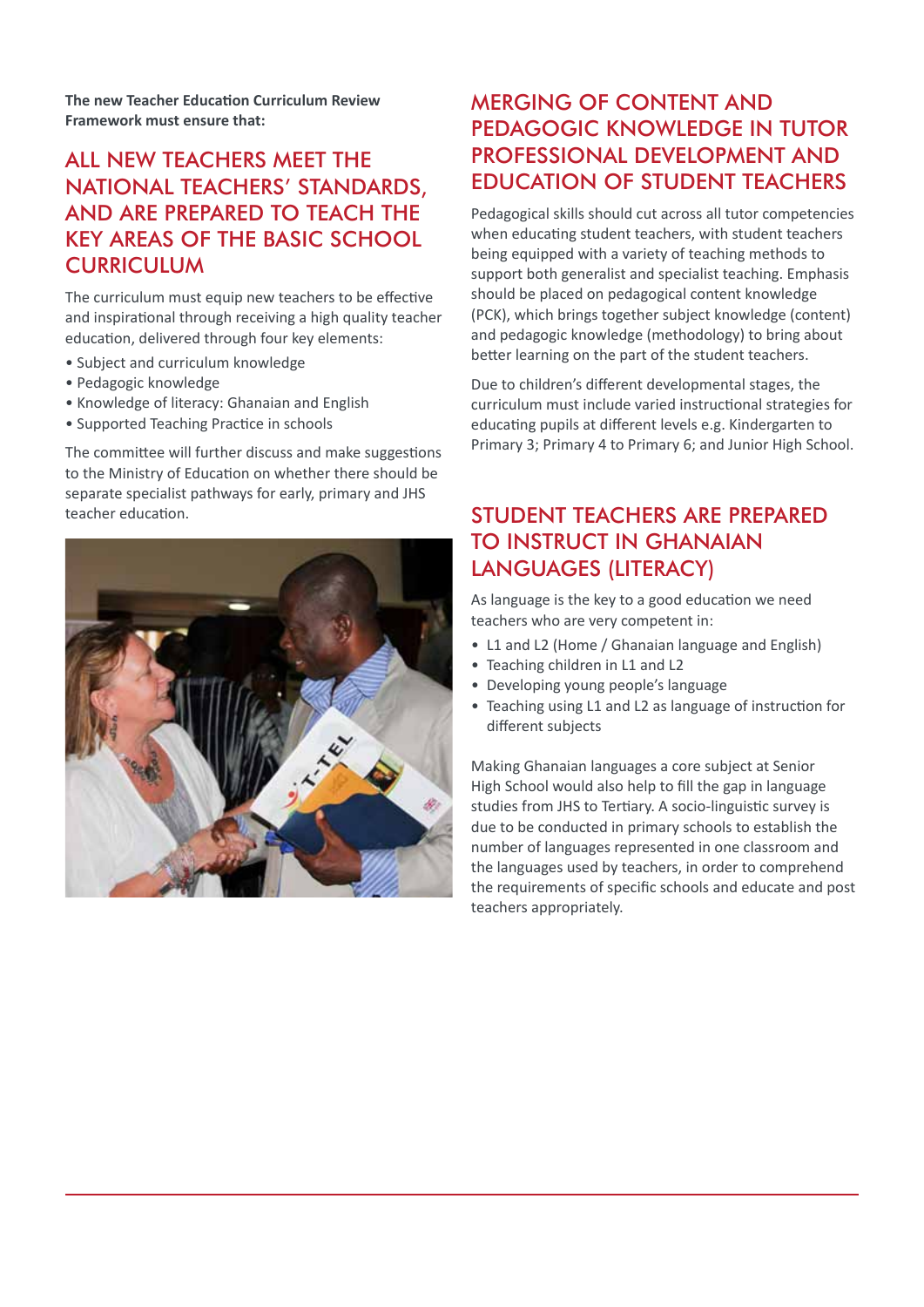**The new Teacher Education Curriculum Review Framework must ensure that:**

## ALL NEW TEACHERS MEET THE NATIONAL TEACHERS' STANDARDS, AND ARE PREPARED TO TEACH THE KEY AREAS OF THE BASIC SCHOOL CURRICULUM

The curriculum must equip new teachers to be effective and inspirational through receiving a high quality teacher education, delivered through four key elements:

- Subject and curriculum knowledge
- Pedagogic knowledge
- Knowledge of literacy: Ghanaian and English
- Supported Teaching Practice in schools

The committee will further discuss and make suggestions to the Ministry of Education on whether there should be separate specialist pathways for early, primary and JHS teacher education.

## MERGING OF CONTENT AND PEDAGOGIC KNOWLEDGE IN TUTOR PROFESSIONAL DEVELOPMENT AND EDUCATION OF STUDENT TEACHERS

Pedagogical skills should cut across all tutor competencies when educating student teachers, with student teachers being equipped with a variety of teaching methods to support both generalist and specialist teaching. Emphasis should be placed on pedagogical content knowledge (PCK), which brings together subject knowledge (content) and pedagogic knowledge (methodology) to bring about better learning on the part of the student teachers.

Due to children's different developmental stages, the curriculum must include varied instructional strategies for educating pupils at different levels e.g. Kindergarten to Primary 3; Primary 4 to Primary 6; and Junior High School.

## STUDENT TEACHERS ARE PREPARED TO INSTRUCT IN GHANAIAN LANGUAGES (LITERACY)

As language is the key to a good education we need teachers who are very competent in:

- L1 and L2 (Home / Ghanaian language and English)
- Teaching children in L1 and L2
- Developing young people's language
- Teaching using L1 and L2 as language of instruction for different subjects

Making Ghanaian languages a core subject at Senior High School would also help to fill the gap in language studies from JHS to Tertiary. A socio-linguistic survey is due to be conducted in primary schools to establish the number of languages represented in one classroom and the languages used by teachers, in order to comprehend the requirements of specific schools and educate and post teachers appropriately.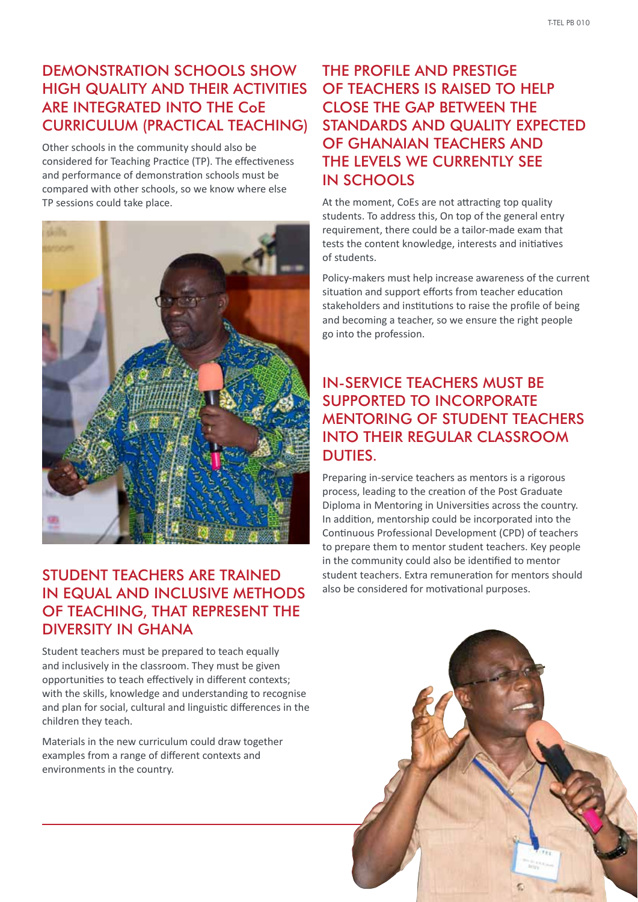## DEMONSTRATION SCHOOLS SHOW HIGH QUALITY AND THEIR ACTIVITIES ARE INTEGRATED INTO THE CoE CURRICULUM (PRACTICAL TEACHING)

Other schools in the community should also be considered for Teaching Practice (TP). The effectiveness and performance of demonstration schools must be compared with other schools, so we know where else TP sessions could take place.

## STUDENT TEACHERS ARE TRAINED IN EQUAL AND INCLUSIVE METHODS OF TEACHING, THAT REPRESENT THE DIVERSITY IN GHANA

Student teachers must be prepared to teach equally and inclusively in the classroom. They must be given opportunities to teach effectively in different contexts; with the skills, knowledge and understanding to recognise and plan for social, cultural and linguistic differences in the children they teach.

Materials in the new curriculum could draw together examples from a range of different contexts and environments in the country.

## THE PROFILE AND PRESTIGE OF TEACHERS IS RAISED TO HELP CLOSE THE GAP BETWEEN THE STANDARDS AND QUALITY EXPECTED OF GHANAIAN TEACHERS AND THE LEVELS WE CURRENTLY SEE IN SCHOOLS

At the moment, CoEs are not attracting top quality students. To address this, On top of the general entry requirement, there could be a tailor-made exam that tests the content knowledge, interests and initiatives of students.

Policy-makers must help increase awareness of the current situation and support efforts from teacher education stakeholders and institutions to raise the profile of being and becoming a teacher, so we ensure the right people go into the profession.

## IN-SERVICE TEACHERS MUST BE SUPPORTED TO INCORPORATE MENTORING OF STUDENT TEACHERS INTO THEIR REGULAR CLASSROOM DUTIES.

Preparing in-service teachers as mentors is a rigorous process, leading to the creation of the Post Graduate Diploma in Mentoring in Universities across the country. In addition, mentorship could be incorporated into the Continuous Professional Development (CPD) of teachers to prepare them to mentor student teachers. Key people in the community could also be identified to mentor student teachers. Extra remuneration for mentors should also be considered for motivational purposes.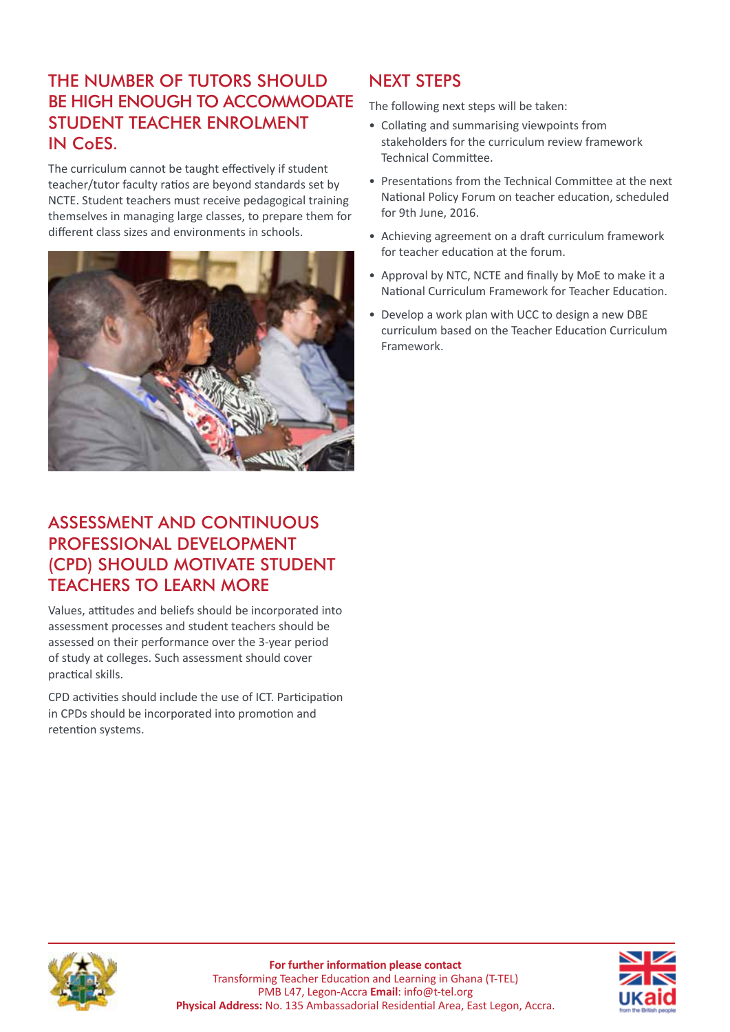## THE NUMBER OF TUTORS SHOULD BE HIGH ENOUGH TO ACCOMMODATE STUDENT TEACHER ENROLMENT IN CoES.

The curriculum cannot be taught effectively if student teacher/tutor faculty ratios are beyond standards set by NCTE. Student teachers must receive pedagogical training themselves in managing large classes, to prepare them for different class sizes and environments in schools.

## ASSESSMENT AND CONTINUOUS PROFESSIONAL DEVELOPMENT (CPD) SHOULD MOTIVATE STUDENT TEACHERS TO LEARN MORE

Values, attitudes and beliefs should be incorporated into assessment processes and student teachers should be assessed on their performance over the 3-year period of study at colleges. Such assessment should cover practical skills.

CPD activities should include the use of ICT. Participation in CPDs should be incorporated into promotion and retention systems.

## NEXT STEPS

The following next steps will be taken:

- Collating and summarising viewpoints from stakeholders for the curriculum review framework Technical Committee.
- Presentations from the Technical Committee at the next National Policy Forum on teacher education, scheduled for 9th June, 2016.
- Achieving agreement on a draft curriculum framework for teacher education at the forum.
- Approval by NTC, NCTE and finally by MoE to make it a National Curriculum Framework for Teacher Education.
- Develop a work plan with UCC to design a new DBE curriculum based on the Teacher Education Curriculum Framework.

**For further information please contact**
Transforming Teacher Education and Learning in Ghana (T-TEL)
PMB L47, Legon-Accra **Email**: info@t-tel.org
**Physical Address:** No. 135 Ambassadorial Residential Area, East Legon, Accra.